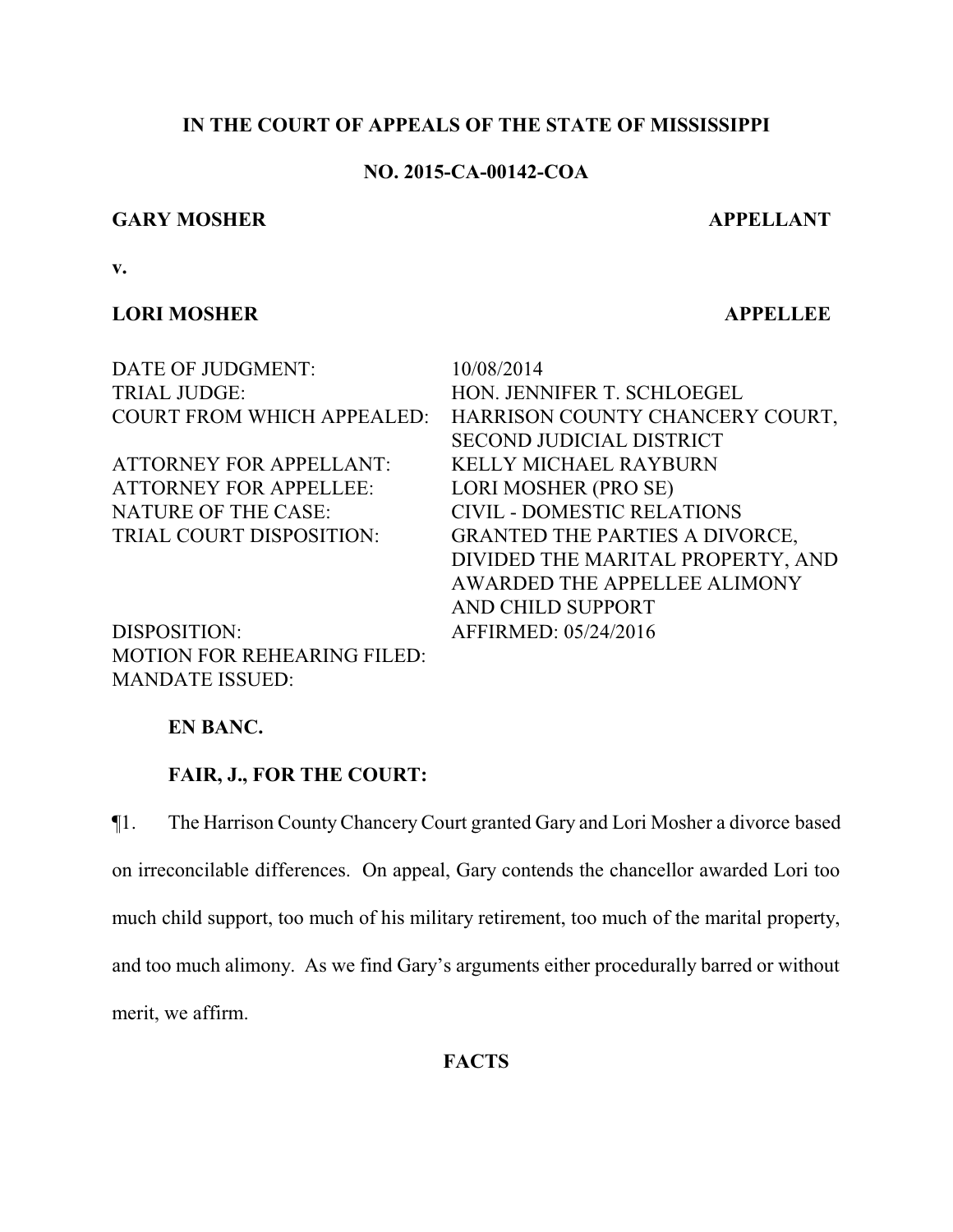**IN THE COURT OF APPEALS OF THE STATE OF MISSISSIPPI**

**NO. 2015-CA-00142-COA**

**GARY MOSHER** **APPELLANT**

**v.**

**LORI MOSHER** **APPELLEE**

| | |
|---|---|
| DATE OF JUDGMENT: | 10/08/2014 |
| TRIAL JUDGE: | HON. JENNIFER T. SCHLOEGEL |
| COURT FROM WHICH APPEALED: | HARRISON COUNTY CHANCERY COURT, SECOND JUDICIAL DISTRICT |
| ATTORNEY FOR APPELLANT: | KELLY MICHAEL RAYBURN |
| ATTORNEY FOR APPELLEE: | LORI MOSHER (PRO SE) |
| NATURE OF THE CASE: | CIVIL - DOMESTIC RELATIONS |
| TRIAL COURT DISPOSITION: | GRANTED THE PARTIES A DIVORCE, DIVIDED THE MARITAL PROPERTY, AND AWARDED THE APPELLEE ALIMONY AND CHILD SUPPORT |
| DISPOSITION: | AFFIRMED: 05/24/2016 |
| MOTION FOR REHEARING FILED: | |
| MANDATE ISSUED: | |

**EN BANC.**

**FAIR, J., FOR THE COURT:**

¶1. The Harrison County Chancery Court granted Gary and Lori Mosher a divorce based on irreconcilable differences. On appeal, Gary contends the chancellor awarded Lori too much child support, too much of his military retirement, too much of the marital property, and too much alimony. As we find Gary's arguments either procedurally barred or without merit, we affirm.

**FACTS**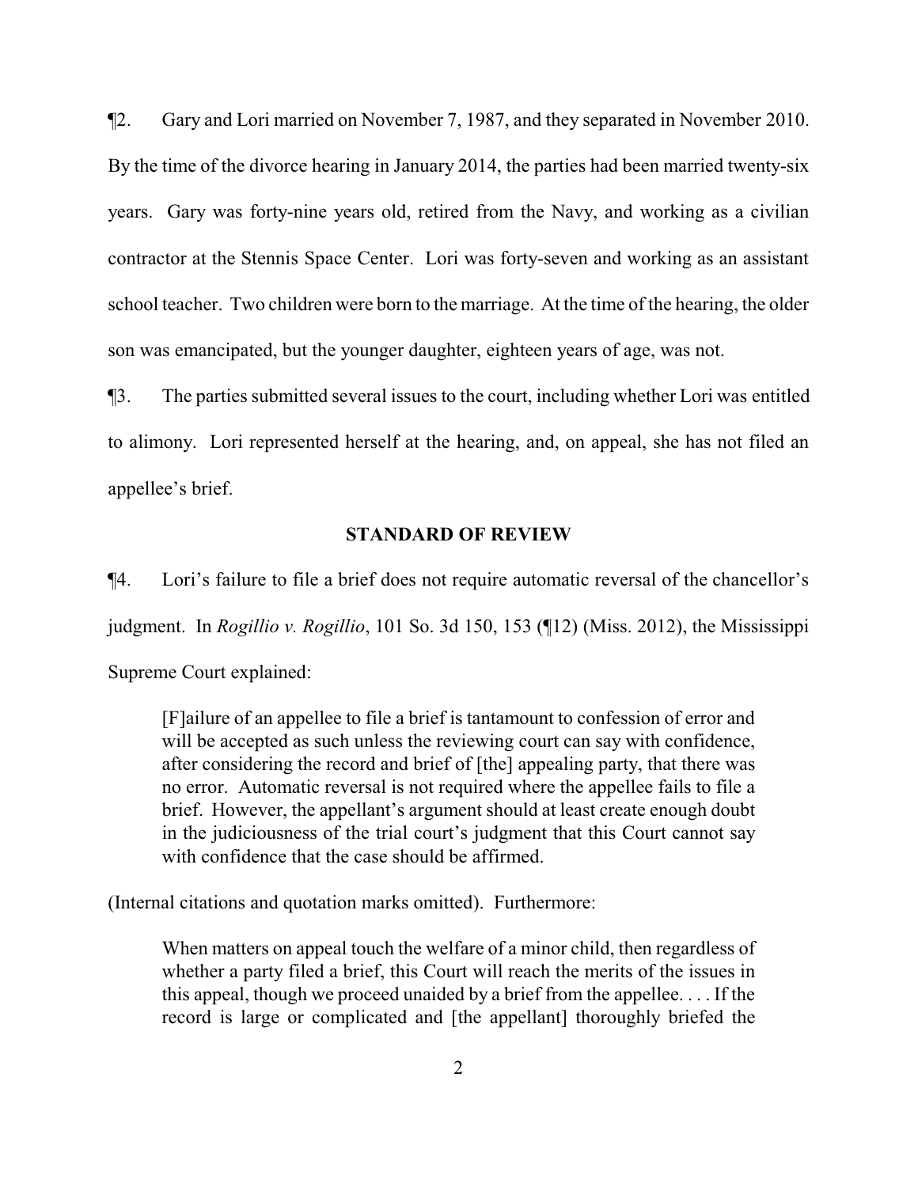¶2. Gary and Lori married on November 7, 1987, and they separated in November 2010. By the time of the divorce hearing in January 2014, the parties had been married twenty-six years. Gary was forty-nine years old, retired from the Navy, and working as a civilian contractor at the Stennis Space Center. Lori was forty-seven and working as an assistant school teacher. Two children were born to the marriage. At the time of the hearing, the older son was emancipated, but the younger daughter, eighteen years of age, was not.

¶3. The parties submitted several issues to the court, including whether Lori was entitled to alimony. Lori represented herself at the hearing, and, on appeal, she has not filed an appellee's brief.

## STANDARD OF REVIEW

¶4. Lori's failure to file a brief does not require automatic reversal of the chancellor's judgment. In *Rogillio v. Rogillio*, 101 So. 3d 150, 153 (¶12) (Miss. 2012), the Mississippi Supreme Court explained:

> [F]ailure of an appellee to file a brief is tantamount to confession of error and will be accepted as such unless the reviewing court can say with confidence, after considering the record and brief of [the] appealing party, that there was no error. Automatic reversal is not required where the appellee fails to file a brief. However, the appellant's argument should at least create enough doubt in the judiciousness of the trial court's judgment that this Court cannot say with confidence that the case should be affirmed.

(Internal citations and quotation marks omitted). Furthermore:

> When matters on appeal touch the welfare of a minor child, then regardless of whether a party filed a brief, this Court will reach the merits of the issues in this appeal, though we proceed unaided by a brief from the appellee. . . . If the record is large or complicated and [the appellant] thoroughly briefed the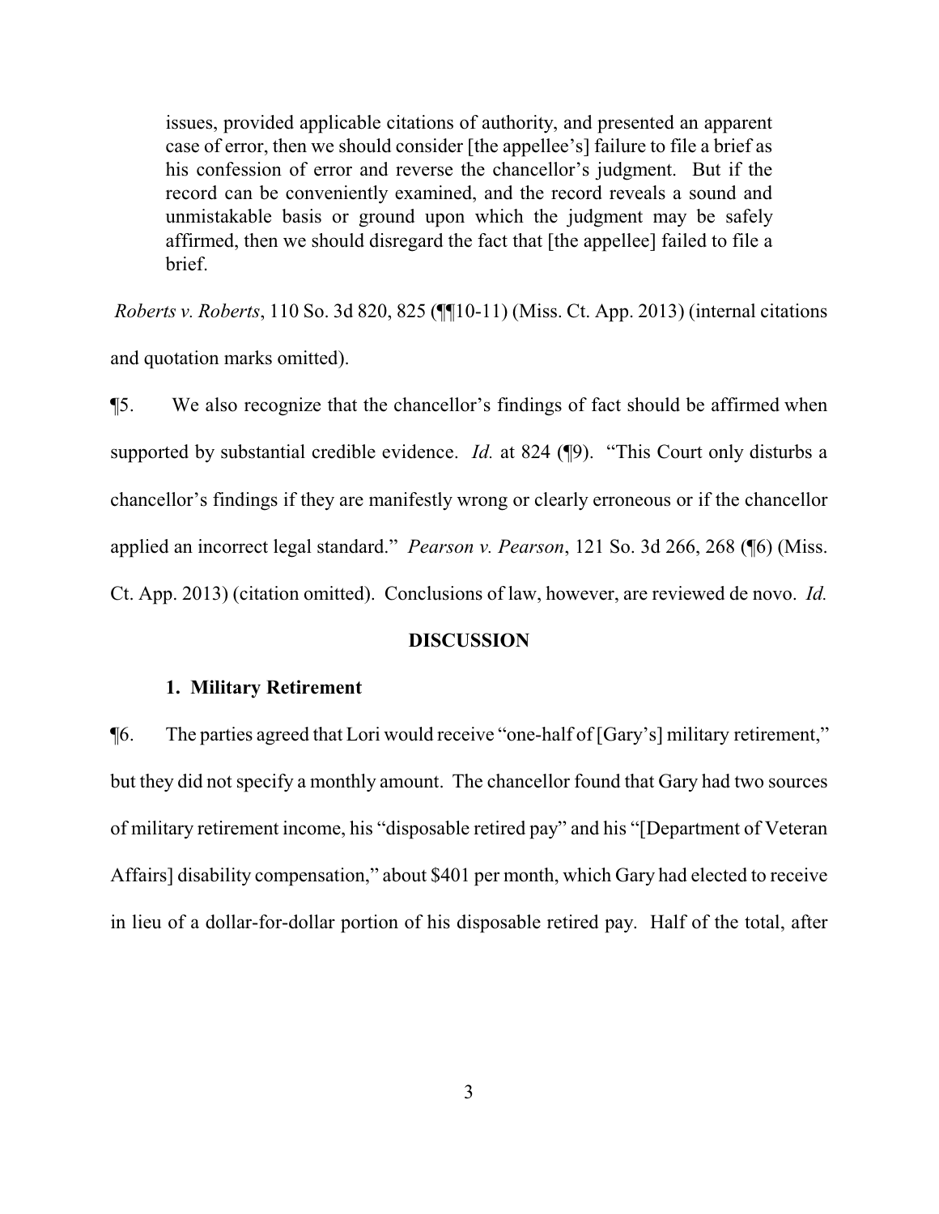> issues, provided applicable citations of authority, and presented an apparent case of error, then we should consider [the appellee's] failure to file a brief as his confession of error and reverse the chancellor's judgment. But if the record can be conveniently examined, and the record reveals a sound and unmistakable basis or ground upon which the judgment may be safely affirmed, then we should disregard the fact that [the appellee] failed to file a brief.

*Roberts v. Roberts*, 110 So. 3d 820, 825 (¶¶10-11) (Miss. Ct. App. 2013) (internal citations and quotation marks omitted).

¶5. We also recognize that the chancellor's findings of fact should be affirmed when supported by substantial credible evidence. *Id.* at 824 (¶9). "This Court only disturbs a chancellor's findings if they are manifestly wrong or clearly erroneous or if the chancellor applied an incorrect legal standard." *Pearson v. Pearson*, 121 So. 3d 266, 268 (¶6) (Miss. Ct. App. 2013) (citation omitted). Conclusions of law, however, are reviewed de novo. *Id.*

## DISCUSSION

### 1. Military Retirement

¶6. The parties agreed that Lori would receive "one-half of [Gary's] military retirement," but they did not specify a monthly amount. The chancellor found that Gary had two sources of military retirement income, his "disposable retired pay" and his "[Department of Veteran Affairs] disability compensation," about $401 per month, which Gary had elected to receive in lieu of a dollar-for-dollar portion of his disposable retired pay. Half of the total, after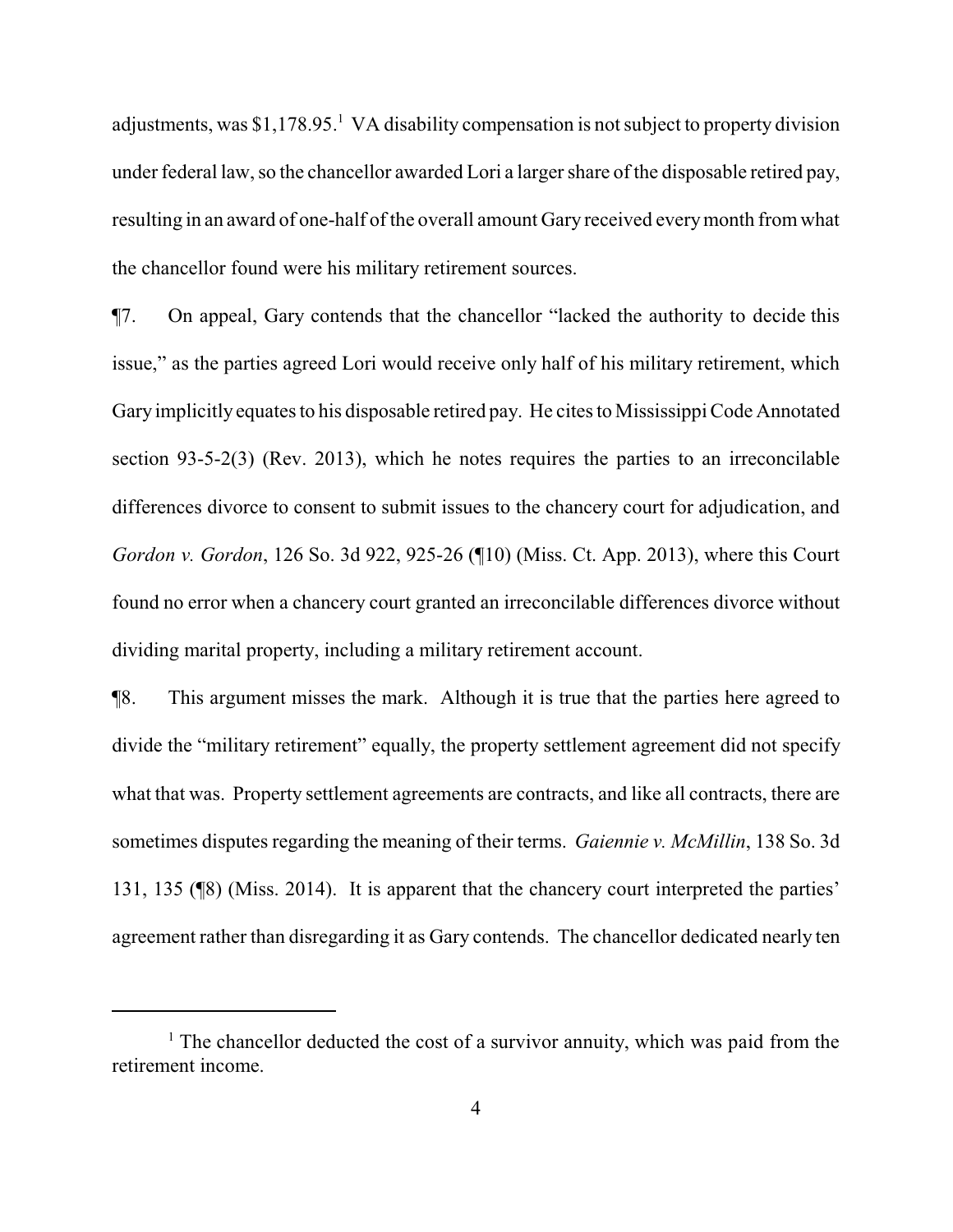adjustments, was $1,178.95.[1] VA disability compensation is not subject to property division under federal law, so the chancellor awarded Lori a larger share of the disposable retired pay, resulting in an award of one-half of the overall amount Gary received every month from what the chancellor found were his military retirement sources.

¶7. On appeal, Gary contends that the chancellor "lacked the authority to decide this issue," as the parties agreed Lori would receive only half of his military retirement, which Gary implicitly equates to his disposable retired pay. He cites to Mississippi Code Annotated section 93-5-2(3) (Rev. 2013), which he notes requires the parties to an irreconcilable differences divorce to consent to submit issues to the chancery court for adjudication, and *Gordon v. Gordon*, 126 So. 3d 922, 925-26 (¶10) (Miss. Ct. App. 2013), where this Court found no error when a chancery court granted an irreconcilable differences divorce without dividing marital property, including a military retirement account.

¶8. This argument misses the mark. Although it is true that the parties here agreed to divide the "military retirement" equally, the property settlement agreement did not specify what that was. Property settlement agreements are contracts, and like all contracts, there are sometimes disputes regarding the meaning of their terms. *Gaiennie v. McMillin*, 138 So. 3d 131, 135 (¶8) (Miss. 2014). It is apparent that the chancery court interpreted the parties' agreement rather than disregarding it as Gary contends. The chancellor dedicated nearly ten

[1] The chancellor deducted the cost of a survivor annuity, which was paid from the retirement income.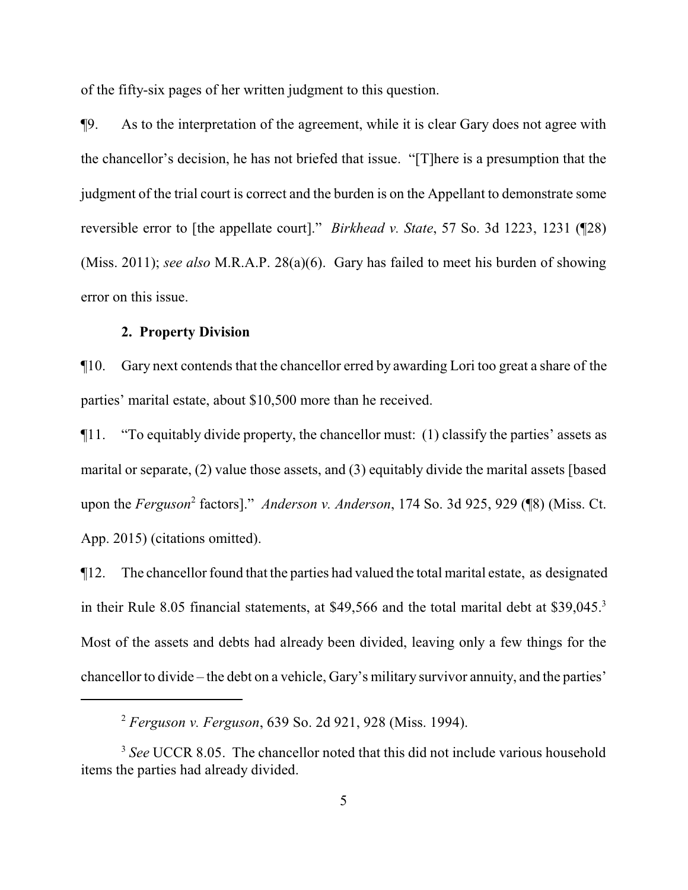of the fifty-six pages of her written judgment to this question.

¶9. As to the interpretation of the agreement, while it is clear Gary does not agree with the chancellor's decision, he has not briefed that issue. "[T]here is a presumption that the judgment of the trial court is correct and the burden is on the Appellant to demonstrate some reversible error to [the appellate court]." *Birkhead v. State*, 57 So. 3d 1223, 1231 (¶28) (Miss. 2011); *see also* M.R.A.P. 28(a)(6). Gary has failed to meet his burden of showing error on this issue.

### 2. Property Division

¶10. Gary next contends that the chancellor erred by awarding Lori too great a share of the parties' marital estate, about $10,500 more than he received.

¶11. "To equitably divide property, the chancellor must: (1) classify the parties' assets as marital or separate, (2) value those assets, and (3) equitably divide the marital assets [based upon the *Ferguson*[2] factors]." *Anderson v. Anderson*, 174 So. 3d 925, 929 (¶8) (Miss. Ct. App. 2015) (citations omitted).

¶12. The chancellor found that the parties had valued the total marital estate, as designated in their Rule 8.05 financial statements, at $49,566 and the total marital debt at $39,045.[3] Most of the assets and debts had already been divided, leaving only a few things for the chancellor to divide – the debt on a vehicle, Gary's military survivor annuity, and the parties'

---

[2] *Ferguson v. Ferguson*, 639 So. 2d 921, 928 (Miss. 1994).

[3] *See* UCCR 8.05. The chancellor noted that this did not include various household items the parties had already divided.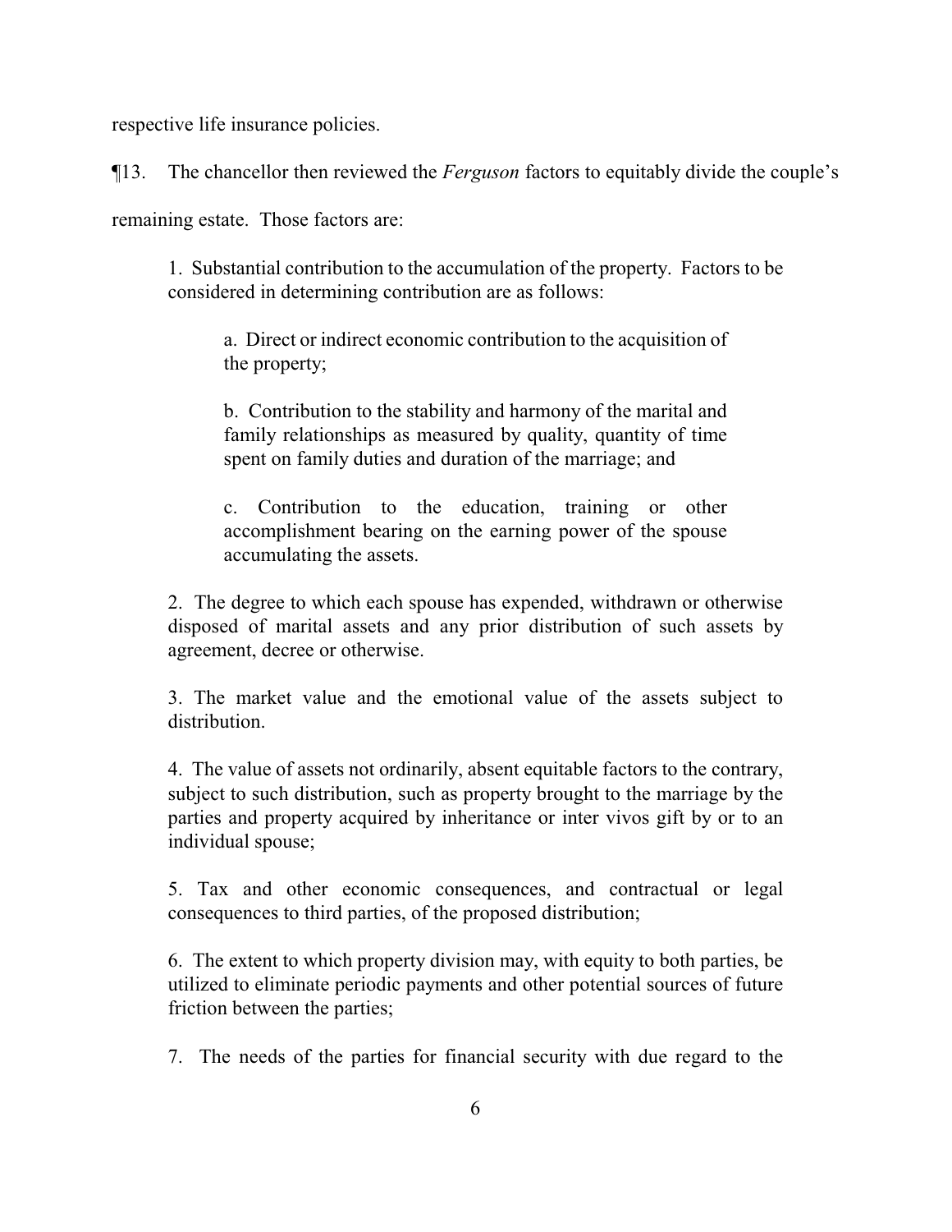respective life insurance policies.

¶13. The chancellor then reviewed the *Ferguson* factors to equitably divide the couple's remaining estate. Those factors are:

> 1. Substantial contribution to the accumulation of the property. Factors to be considered in determining contribution are as follows:
>
> > a. Direct or indirect economic contribution to the acquisition of the property;
> >
> > b. Contribution to the stability and harmony of the marital and family relationships as measured by quality, quantity of time spent on family duties and duration of the marriage; and
> >
> > c. Contribution to the education, training or other accomplishment bearing on the earning power of the spouse accumulating the assets.
>
> 2. The degree to which each spouse has expended, withdrawn or otherwise disposed of marital assets and any prior distribution of such assets by agreement, decree or otherwise.
>
> 3. The market value and the emotional value of the assets subject to distribution.
>
> 4. The value of assets not ordinarily, absent equitable factors to the contrary, subject to such distribution, such as property brought to the marriage by the parties and property acquired by inheritance or inter vivos gift by or to an individual spouse;
>
> 5. Tax and other economic consequences, and contractual or legal consequences to third parties, of the proposed distribution;
>
> 6. The extent to which property division may, with equity to both parties, be utilized to eliminate periodic payments and other potential sources of future friction between the parties;
>
> 7. The needs of the parties for financial security with due regard to the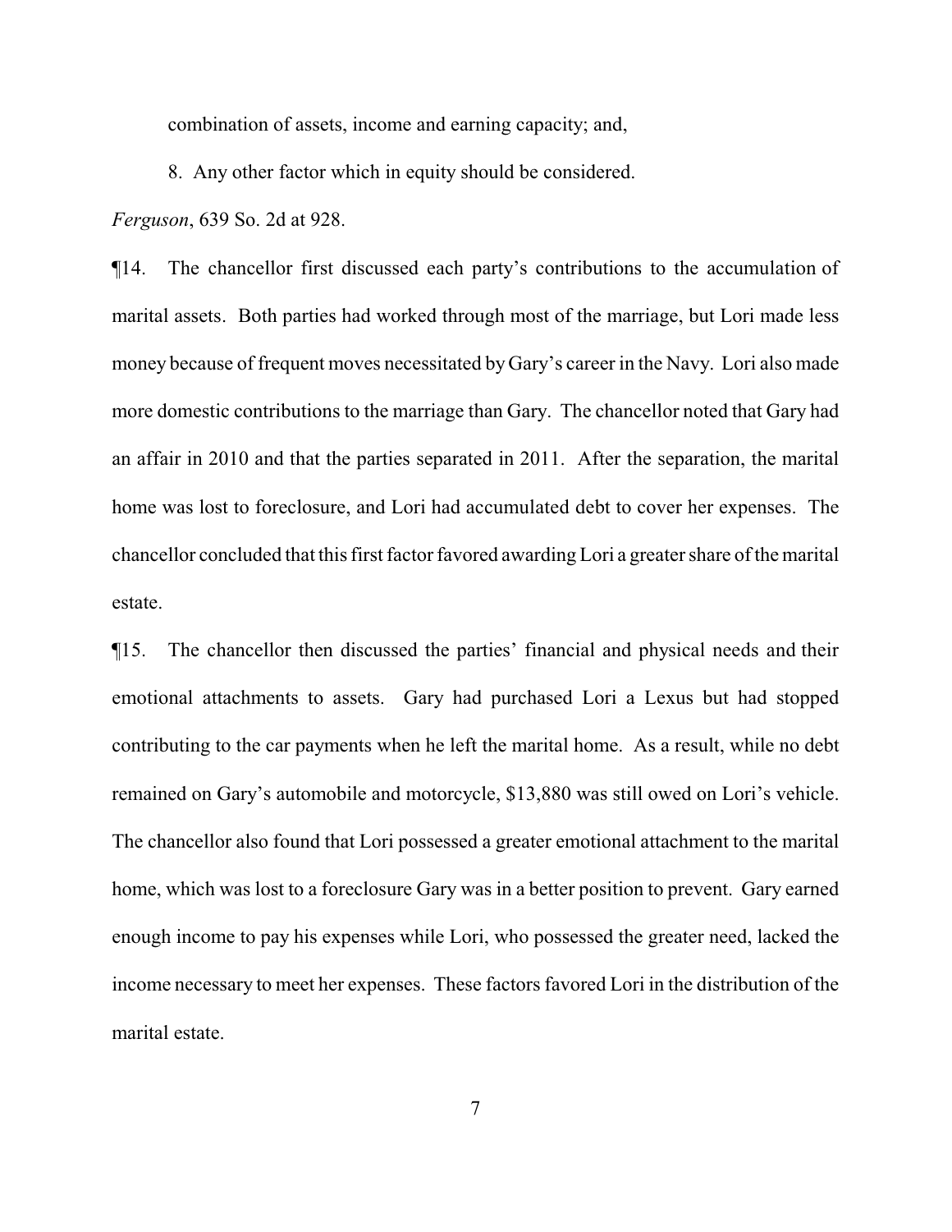combination of assets, income and earning capacity; and,

8. Any other factor which in equity should be considered.

*Ferguson*, 639 So. 2d at 928.

¶14. The chancellor first discussed each party's contributions to the accumulation of marital assets. Both parties had worked through most of the marriage, but Lori made less money because of frequent moves necessitated by Gary's career in the Navy. Lori also made more domestic contributions to the marriage than Gary. The chancellor noted that Gary had an affair in 2010 and that the parties separated in 2011. After the separation, the marital home was lost to foreclosure, and Lori had accumulated debt to cover her expenses. The chancellor concluded that this first factor favored awarding Lori a greater share of the marital estate.

¶15. The chancellor then discussed the parties' financial and physical needs and their emotional attachments to assets. Gary had purchased Lori a Lexus but had stopped contributing to the car payments when he left the marital home. As a result, while no debt remained on Gary's automobile and motorcycle, $13,880 was still owed on Lori's vehicle. The chancellor also found that Lori possessed a greater emotional attachment to the marital home, which was lost to a foreclosure Gary was in a better position to prevent. Gary earned enough income to pay his expenses while Lori, who possessed the greater need, lacked the income necessary to meet her expenses. These factors favored Lori in the distribution of the marital estate.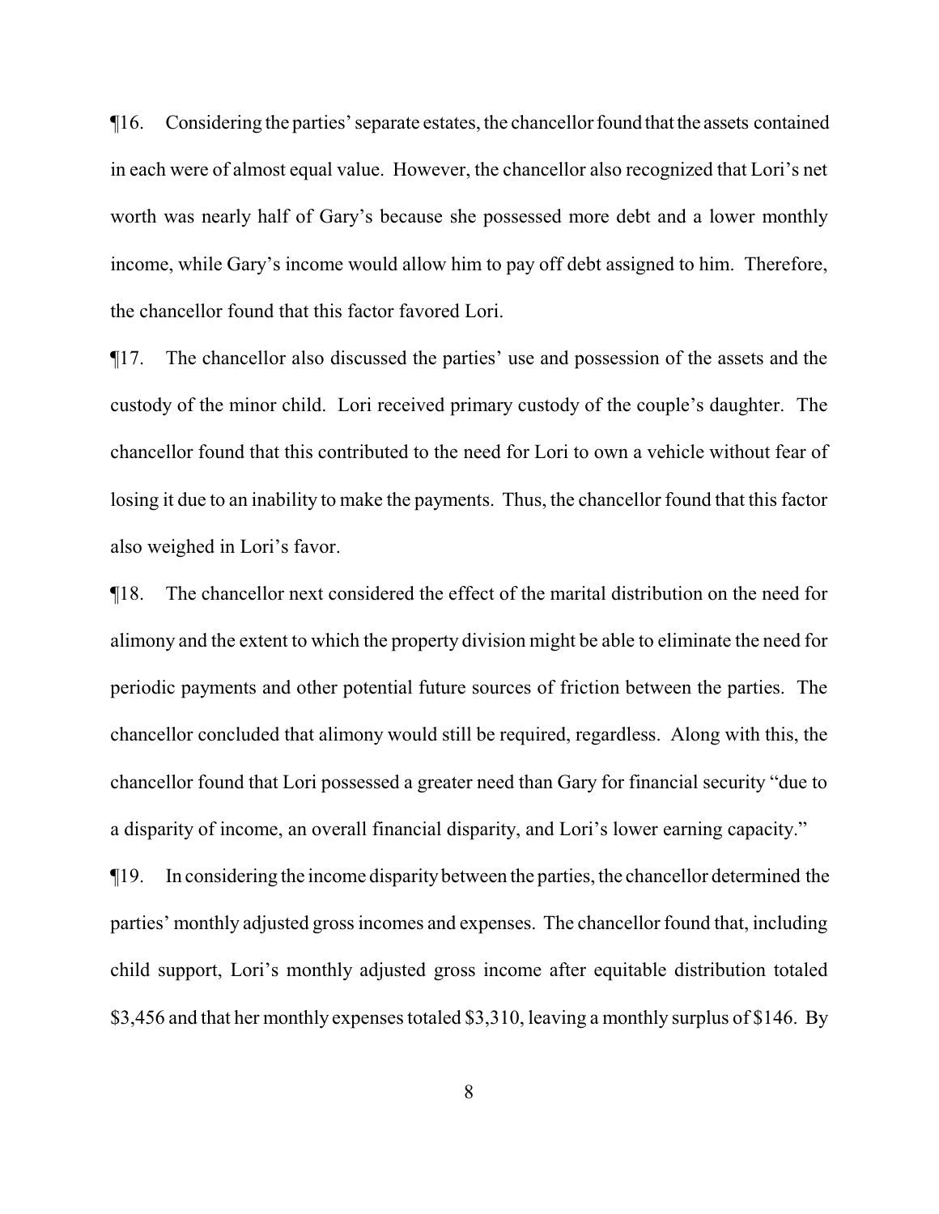¶16. Considering the parties' separate estates, the chancellor found that the assets contained in each were of almost equal value. However, the chancellor also recognized that Lori's net worth was nearly half of Gary's because she possessed more debt and a lower monthly income, while Gary's income would allow him to pay off debt assigned to him. Therefore, the chancellor found that this factor favored Lori.

¶17. The chancellor also discussed the parties' use and possession of the assets and the custody of the minor child. Lori received primary custody of the couple's daughter. The chancellor found that this contributed to the need for Lori to own a vehicle without fear of losing it due to an inability to make the payments. Thus, the chancellor found that this factor also weighed in Lori's favor.

¶18. The chancellor next considered the effect of the marital distribution on the need for alimony and the extent to which the property division might be able to eliminate the need for periodic payments and other potential future sources of friction between the parties. The chancellor concluded that alimony would still be required, regardless. Along with this, the chancellor found that Lori possessed a greater need than Gary for financial security "due to a disparity of income, an overall financial disparity, and Lori's lower earning capacity."

¶19. In considering the income disparity between the parties, the chancellor determined the parties' monthly adjusted gross incomes and expenses. The chancellor found that, including child support, Lori's monthly adjusted gross income after equitable distribution totaled $3,456 and that her monthly expenses totaled $3,310, leaving a monthly surplus of $146. By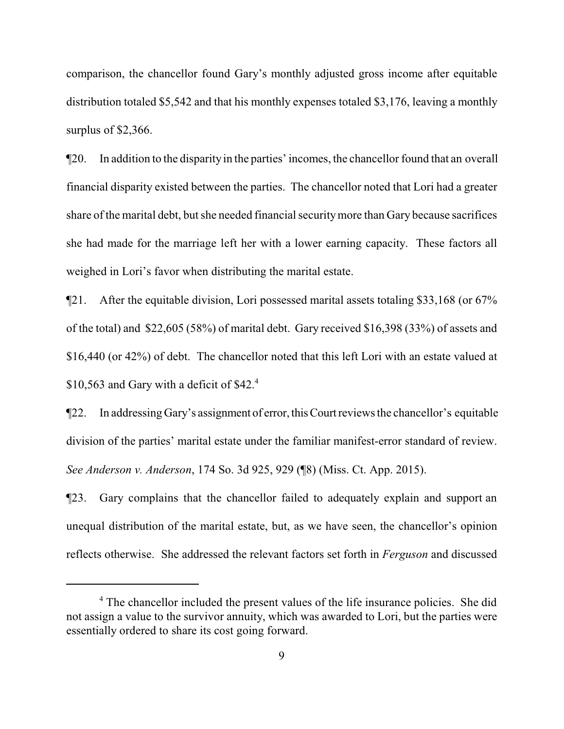comparison, the chancellor found Gary's monthly adjusted gross income after equitable distribution totaled $5,542 and that his monthly expenses totaled $3,176, leaving a monthly surplus of $2,366.

¶20. In addition to the disparity in the parties' incomes, the chancellor found that an overall financial disparity existed between the parties. The chancellor noted that Lori had a greater share of the marital debt, but she needed financial security more than Gary because sacrifices she had made for the marriage left her with a lower earning capacity. These factors all weighed in Lori's favor when distributing the marital estate.

¶21. After the equitable division, Lori possessed marital assets totaling $33,168 (or 67% of the total) and $22,605 (58%) of marital debt. Gary received $16,398 (33%) of assets and $16,440 (or 42%) of debt. The chancellor noted that this left Lori with an estate valued at $10,563 and Gary with a deficit of $42.[4]

¶22. In addressing Gary's assignment of error, this Court reviews the chancellor's equitable division of the parties' marital estate under the familiar manifest-error standard of review. *See Anderson v. Anderson*, 174 So. 3d 925, 929 (¶8) (Miss. Ct. App. 2015).

¶23. Gary complains that the chancellor failed to adequately explain and support an unequal distribution of the marital estate, but, as we have seen, the chancellor's opinion reflects otherwise. She addressed the relevant factors set forth in *Ferguson* and discussed

[4] The chancellor included the present values of the life insurance policies. She did not assign a value to the survivor annuity, which was awarded to Lori, but the parties were essentially ordered to share its cost going forward.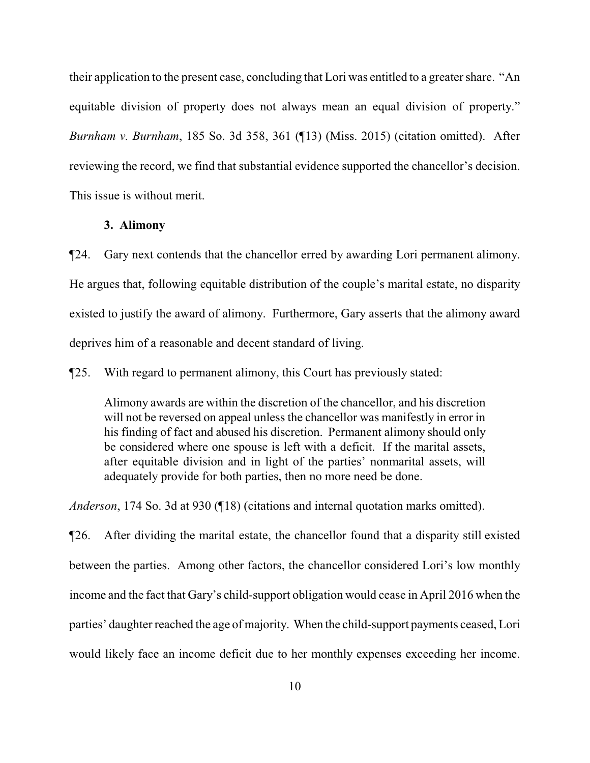their application to the present case, concluding that Lori was entitled to a greater share. "An equitable division of property does not always mean an equal division of property." *Burnham v. Burnham*, 185 So. 3d 358, 361 (¶13) (Miss. 2015) (citation omitted). After reviewing the record, we find that substantial evidence supported the chancellor's decision. This issue is without merit.

### 3. Alimony

¶24. Gary next contends that the chancellor erred by awarding Lori permanent alimony. He argues that, following equitable distribution of the couple's marital estate, no disparity existed to justify the award of alimony. Furthermore, Gary asserts that the alimony award deprives him of a reasonable and decent standard of living.

¶25. With regard to permanent alimony, this Court has previously stated:

> Alimony awards are within the discretion of the chancellor, and his discretion will not be reversed on appeal unless the chancellor was manifestly in error in his finding of fact and abused his discretion. Permanent alimony should only be considered where one spouse is left with a deficit. If the marital assets, after equitable division and in light of the parties' nonmarital assets, will adequately provide for both parties, then no more need be done.

*Anderson*, 174 So. 3d at 930 (¶18) (citations and internal quotation marks omitted).

¶26. After dividing the marital estate, the chancellor found that a disparity still existed between the parties. Among other factors, the chancellor considered Lori's low monthly income and the fact that Gary's child-support obligation would cease in April 2016 when the parties' daughter reached the age of majority. When the child-support payments ceased, Lori would likely face an income deficit due to her monthly expenses exceeding her income.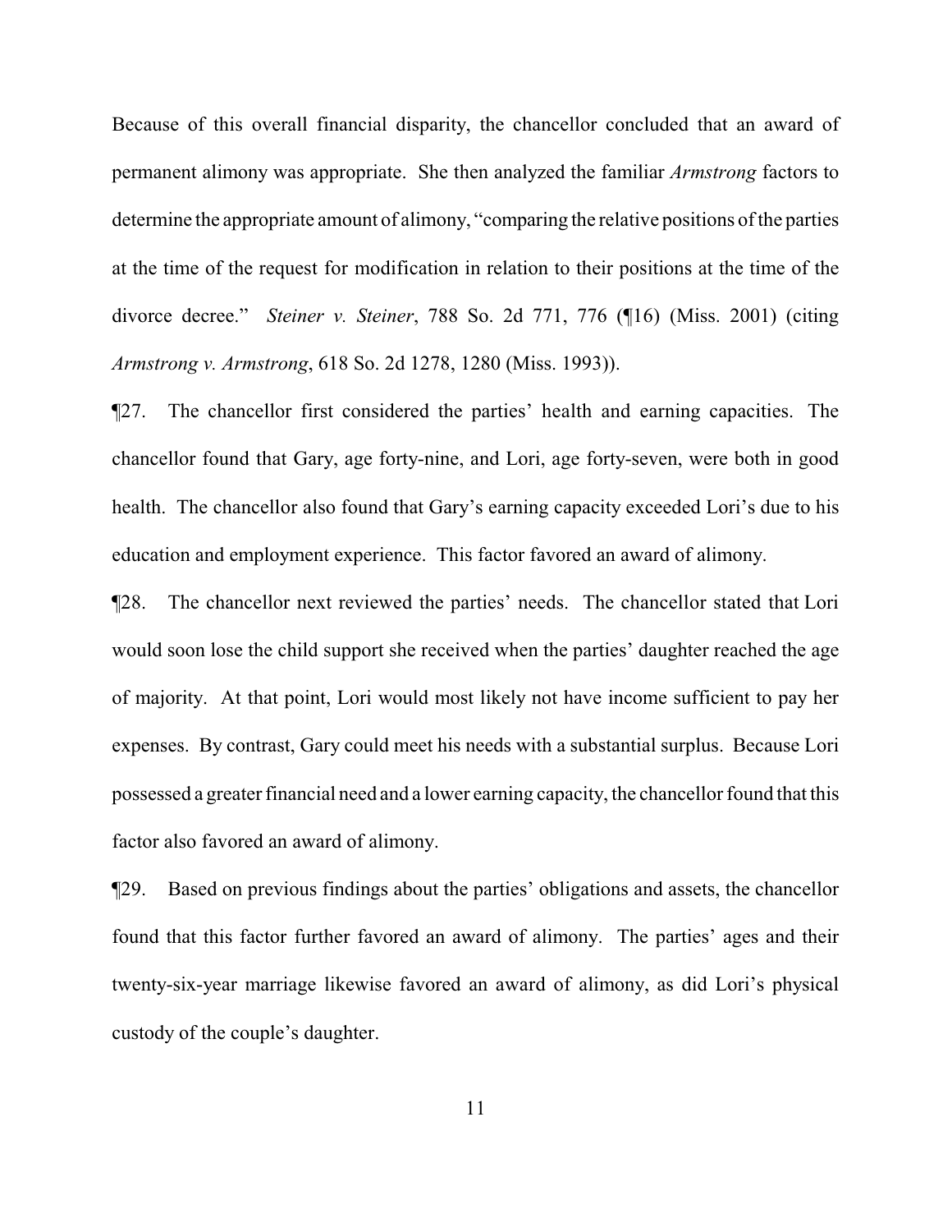Because of this overall financial disparity, the chancellor concluded that an award of permanent alimony was appropriate. She then analyzed the familiar *Armstrong* factors to determine the appropriate amount of alimony, "comparing the relative positions of the parties at the time of the request for modification in relation to their positions at the time of the divorce decree." *Steiner v. Steiner*, 788 So. 2d 771, 776 (¶16) (Miss. 2001) (citing *Armstrong v. Armstrong*, 618 So. 2d 1278, 1280 (Miss. 1993)).

¶27. The chancellor first considered the parties' health and earning capacities. The chancellor found that Gary, age forty-nine, and Lori, age forty-seven, were both in good health. The chancellor also found that Gary's earning capacity exceeded Lori's due to his education and employment experience. This factor favored an award of alimony.

¶28. The chancellor next reviewed the parties' needs. The chancellor stated that Lori would soon lose the child support she received when the parties' daughter reached the age of majority. At that point, Lori would most likely not have income sufficient to pay her expenses. By contrast, Gary could meet his needs with a substantial surplus. Because Lori possessed a greater financial need and a lower earning capacity, the chancellor found that this factor also favored an award of alimony.

¶29. Based on previous findings about the parties' obligations and assets, the chancellor found that this factor further favored an award of alimony. The parties' ages and their twenty-six-year marriage likewise favored an award of alimony, as did Lori's physical custody of the couple's daughter.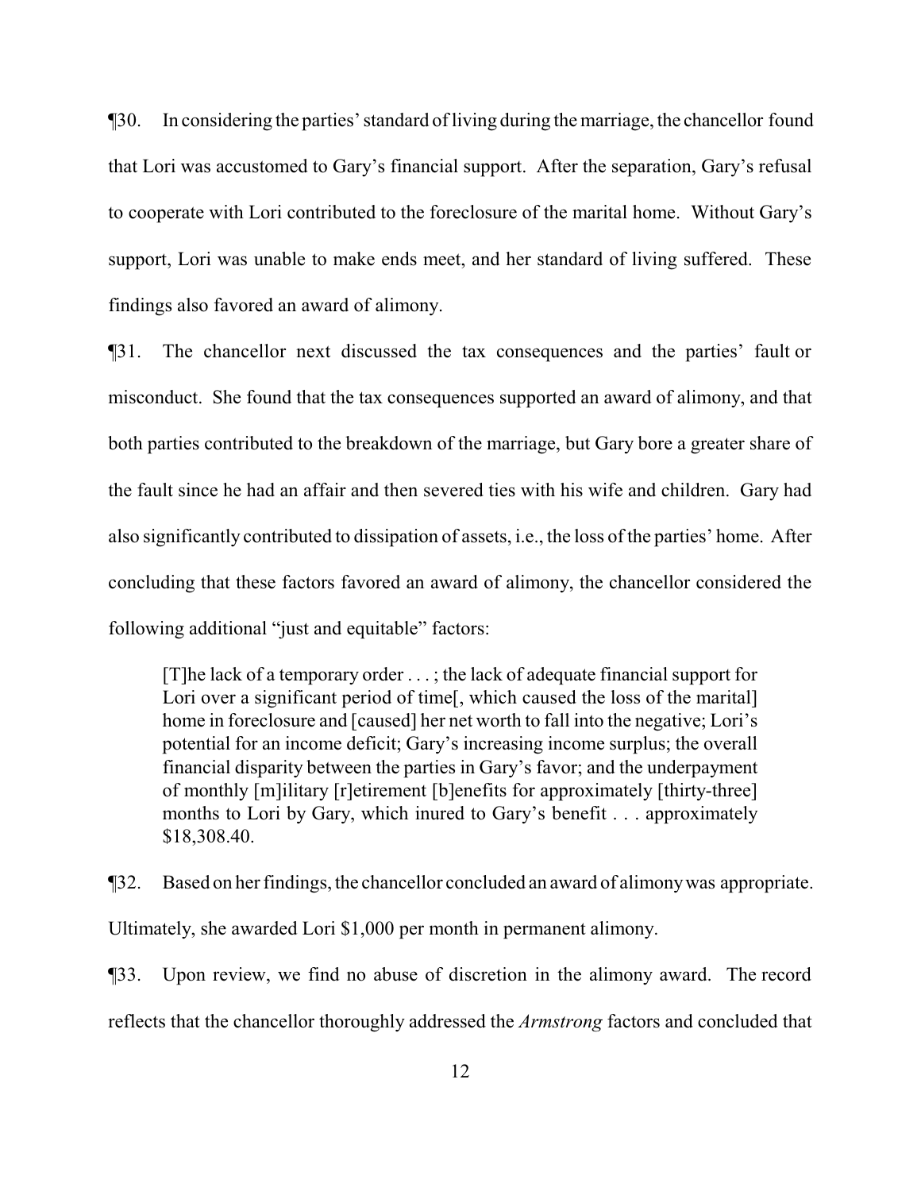¶30. In considering the parties' standard of living during the marriage, the chancellor found that Lori was accustomed to Gary's financial support. After the separation, Gary's refusal to cooperate with Lori contributed to the foreclosure of the marital home. Without Gary's support, Lori was unable to make ends meet, and her standard of living suffered. These findings also favored an award of alimony.

¶31. The chancellor next discussed the tax consequences and the parties' fault or misconduct. She found that the tax consequences supported an award of alimony, and that both parties contributed to the breakdown of the marriage, but Gary bore a greater share of the fault since he had an affair and then severed ties with his wife and children. Gary had also significantly contributed to dissipation of assets, i.e., the loss of the parties' home. After concluding that these factors favored an award of alimony, the chancellor considered the following additional "just and equitable" factors:

> [T]he lack of a temporary order . . . ; the lack of adequate financial support for Lori over a significant period of time[, which caused the loss of the marital] home in foreclosure and [caused] her net worth to fall into the negative; Lori's potential for an income deficit; Gary's increasing income surplus; the overall financial disparity between the parties in Gary's favor; and the underpayment of monthly [m]ilitary [r]etirement [b]enefits for approximately [thirty-three] months to Lori by Gary, which inured to Gary's benefit . . . approximately $18,308.40.

¶32. Based on her findings, the chancellor concluded an award of alimony was appropriate. Ultimately, she awarded Lori $1,000 per month in permanent alimony.

¶33. Upon review, we find no abuse of discretion in the alimony award. The record reflects that the chancellor thoroughly addressed the *Armstrong* factors and concluded that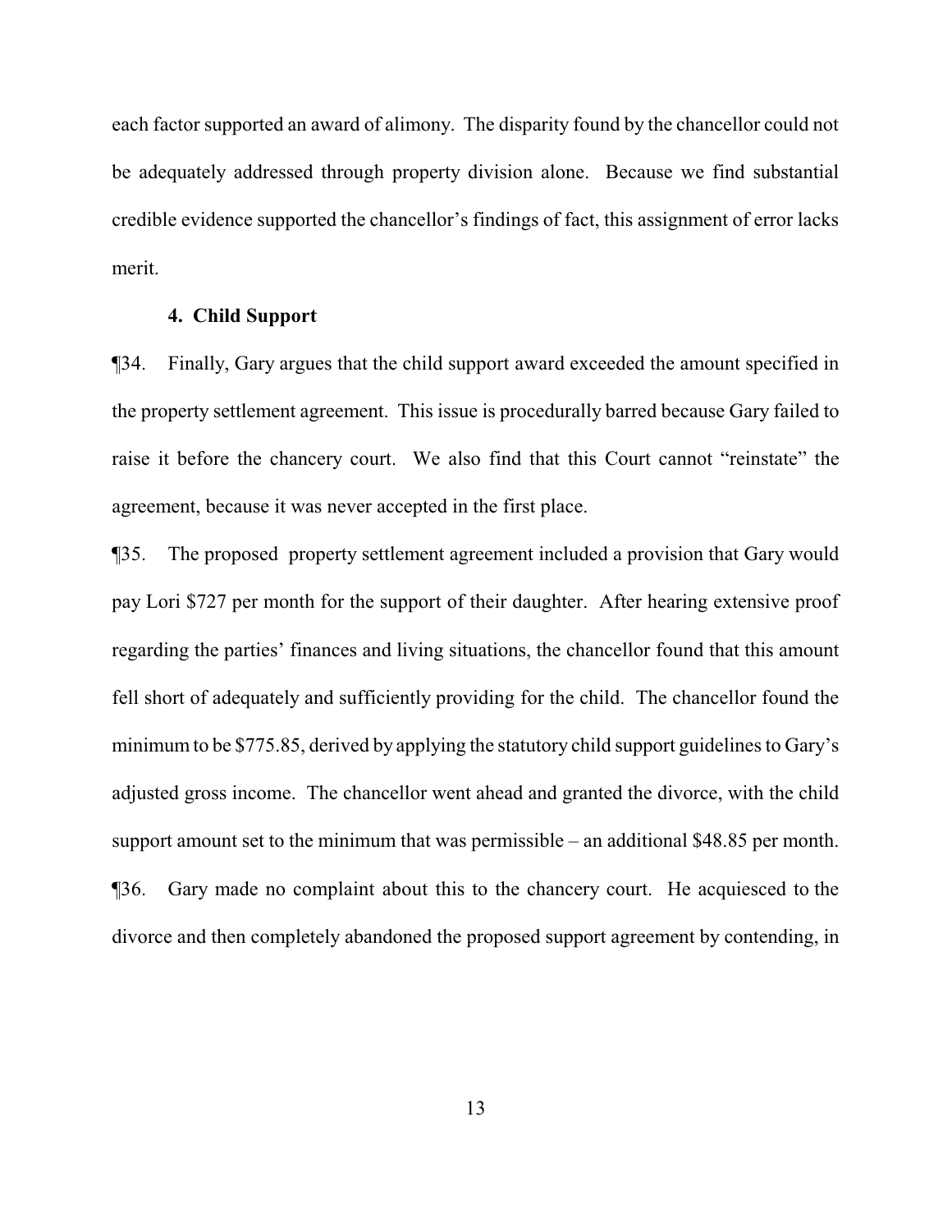each factor supported an award of alimony. The disparity found by the chancellor could not be adequately addressed through property division alone. Because we find substantial credible evidence supported the chancellor's findings of fact, this assignment of error lacks merit.

**4. Child Support**

¶34. Finally, Gary argues that the child support award exceeded the amount specified in the property settlement agreement. This issue is procedurally barred because Gary failed to raise it before the chancery court. We also find that this Court cannot "reinstate" the agreement, because it was never accepted in the first place.

¶35. The proposed property settlement agreement included a provision that Gary would pay Lori $727 per month for the support of their daughter. After hearing extensive proof regarding the parties' finances and living situations, the chancellor found that this amount fell short of adequately and sufficiently providing for the child. The chancellor found the minimum to be $775.85, derived by applying the statutory child support guidelines to Gary's adjusted gross income. The chancellor went ahead and granted the divorce, with the child support amount set to the minimum that was permissible – an additional $48.85 per month.

¶36. Gary made no complaint about this to the chancery court. He acquiesced to the divorce and then completely abandoned the proposed support agreement by contending, in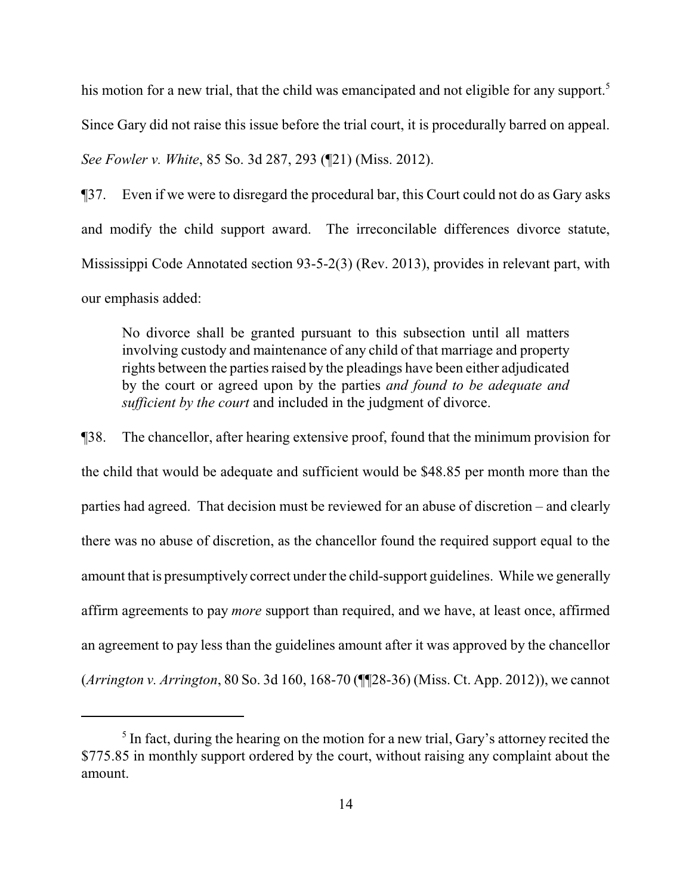his motion for a new trial, that the child was emancipated and not eligible for any support.[5] Since Gary did not raise this issue before the trial court, it is procedurally barred on appeal. *See Fowler v. White*, 85 So. 3d 287, 293 (¶21) (Miss. 2012).

¶37. Even if we were to disregard the procedural bar, this Court could not do as Gary asks and modify the child support award. The irreconcilable differences divorce statute, Mississippi Code Annotated section 93-5-2(3) (Rev. 2013), provides in relevant part, with our emphasis added:

> No divorce shall be granted pursuant to this subsection until all matters involving custody and maintenance of any child of that marriage and property rights between the parties raised by the pleadings have been either adjudicated by the court or agreed upon by the parties *and found to be adequate and sufficient by the court* and included in the judgment of divorce.

¶38. The chancellor, after hearing extensive proof, found that the minimum provision for the child that would be adequate and sufficient would be $48.85 per month more than the parties had agreed. That decision must be reviewed for an abuse of discretion – and clearly there was no abuse of discretion, as the chancellor found the required support equal to the amount that is presumptively correct under the child-support guidelines. While we generally affirm agreements to pay *more* support than required, and we have, at least once, affirmed an agreement to pay less than the guidelines amount after it was approved by the chancellor (*Arrington v. Arrington*, 80 So. 3d 160, 168-70 (¶¶28-36) (Miss. Ct. App. 2012)), we cannot

[5] In fact, during the hearing on the motion for a new trial, Gary's attorney recited the $775.85 in monthly support ordered by the court, without raising any complaint about the amount.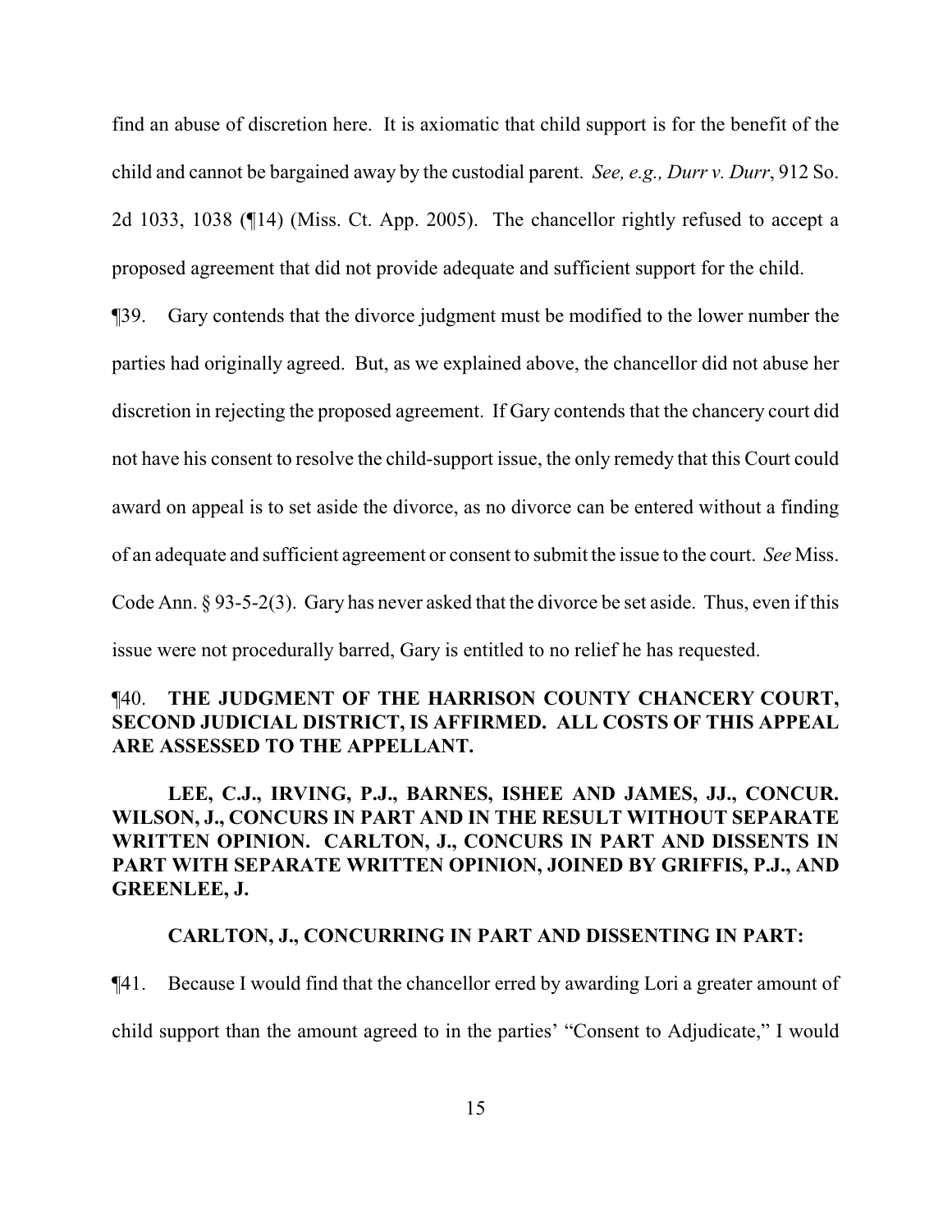find an abuse of discretion here. It is axiomatic that child support is for the benefit of the child and cannot be bargained away by the custodial parent. *See, e.g., Durr v. Durr*, 912 So. 2d 1033, 1038 (¶14) (Miss. Ct. App. 2005). The chancellor rightly refused to accept a proposed agreement that did not provide adequate and sufficient support for the child.

¶39. Gary contends that the divorce judgment must be modified to the lower number the parties had originally agreed. But, as we explained above, the chancellor did not abuse her discretion in rejecting the proposed agreement. If Gary contends that the chancery court did not have his consent to resolve the child-support issue, the only remedy that this Court could award on appeal is to set aside the divorce, as no divorce can be entered without a finding of an adequate and sufficient agreement or consent to submit the issue to the court. *See* Miss. Code Ann. § 93-5-2(3). Gary has never asked that the divorce be set aside. Thus, even if this issue were not procedurally barred, Gary is entitled to no relief he has requested.

¶40. **THE JUDGMENT OF THE HARRISON COUNTY CHANCERY COURT, SECOND JUDICIAL DISTRICT, IS AFFIRMED. ALL COSTS OF THIS APPEAL ARE ASSESSED TO THE APPELLANT.**

**LEE, C.J., IRVING, P.J., BARNES, ISHEE AND JAMES, JJ., CONCUR. WILSON, J., CONCURS IN PART AND IN THE RESULT WITHOUT SEPARATE WRITTEN OPINION. CARLTON, J., CONCURS IN PART AND DISSENTS IN PART WITH SEPARATE WRITTEN OPINION, JOINED BY GRIFFIS, P.J., AND GREENLEE, J.**

**CARLTON, J., CONCURRING IN PART AND DISSENTING IN PART:**

¶41. Because I would find that the chancellor erred by awarding Lori a greater amount of child support than the amount agreed to in the parties' "Consent to Adjudicate," I would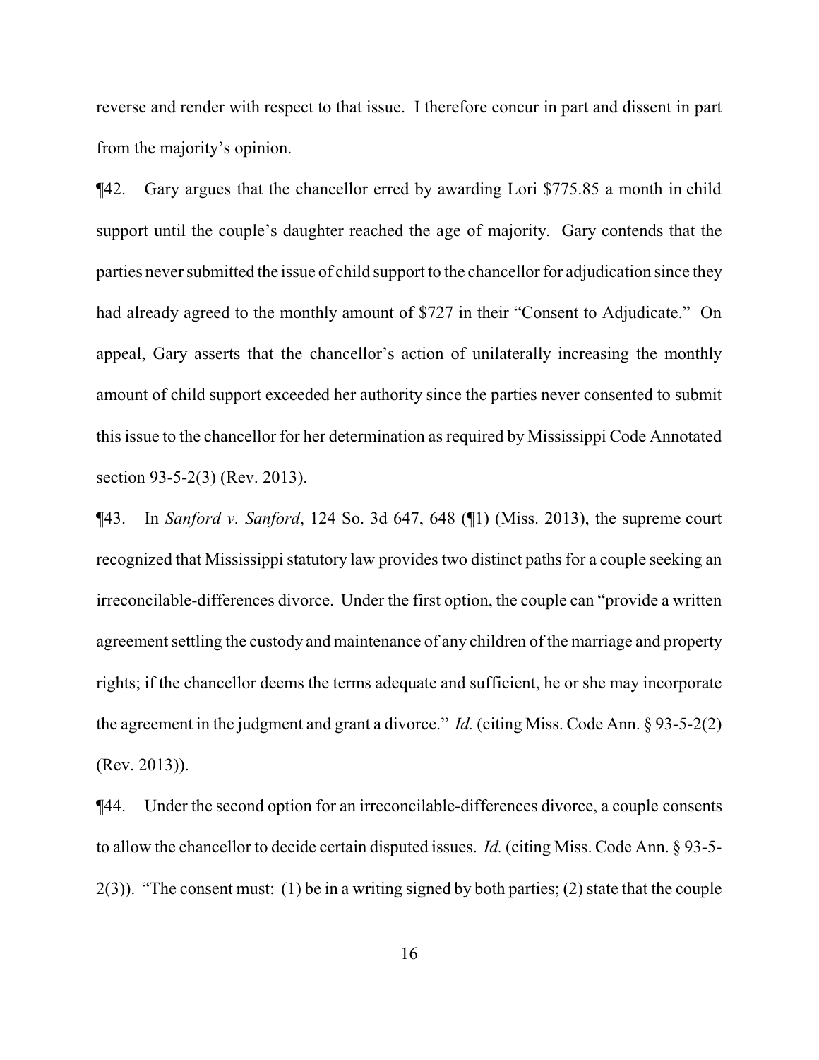reverse and render with respect to that issue. I therefore concur in part and dissent in part from the majority's opinion.

¶42. Gary argues that the chancellor erred by awarding Lori $775.85 a month in child support until the couple's daughter reached the age of majority. Gary contends that the parties never submitted the issue of child support to the chancellor for adjudication since they had already agreed to the monthly amount of $727 in their "Consent to Adjudicate." On appeal, Gary asserts that the chancellor's action of unilaterally increasing the monthly amount of child support exceeded her authority since the parties never consented to submit this issue to the chancellor for her determination as required by Mississippi Code Annotated section 93-5-2(3) (Rev. 2013).

¶43. In *Sanford v. Sanford*, 124 So. 3d 647, 648 (¶1) (Miss. 2013), the supreme court recognized that Mississippi statutory law provides two distinct paths for a couple seeking an irreconcilable-differences divorce. Under the first option, the couple can "provide a written agreement settling the custody and maintenance of any children of the marriage and property rights; if the chancellor deems the terms adequate and sufficient, he or she may incorporate the agreement in the judgment and grant a divorce." *Id.* (citing Miss. Code Ann. § 93-5-2(2) (Rev. 2013)).

¶44. Under the second option for an irreconcilable-differences divorce, a couple consents to allow the chancellor to decide certain disputed issues. *Id.* (citing Miss. Code Ann. § 93-5-2(3)). "The consent must: (1) be in a writing signed by both parties; (2) state that the couple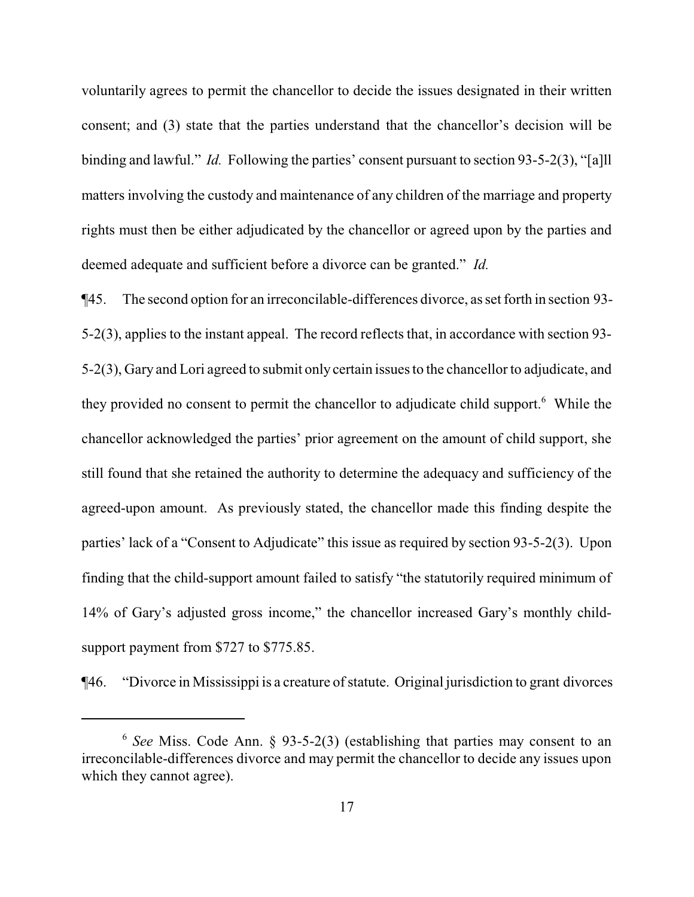voluntarily agrees to permit the chancellor to decide the issues designated in their written consent; and (3) state that the parties understand that the chancellor's decision will be binding and lawful." *Id.* Following the parties' consent pursuant to section 93-5-2(3), "[a]ll matters involving the custody and maintenance of any children of the marriage and property rights must then be either adjudicated by the chancellor or agreed upon by the parties and deemed adequate and sufficient before a divorce can be granted." *Id.*

¶45. The second option for an irreconcilable-differences divorce, as set forth in section 93-5-2(3), applies to the instant appeal. The record reflects that, in accordance with section 93-5-2(3), Gary and Lori agreed to submit only certain issues to the chancellor to adjudicate, and they provided no consent to permit the chancellor to adjudicate child support.[6] While the chancellor acknowledged the parties' prior agreement on the amount of child support, she still found that she retained the authority to determine the adequacy and sufficiency of the agreed-upon amount. As previously stated, the chancellor made this finding despite the parties' lack of a "Consent to Adjudicate" this issue as required by section 93-5-2(3). Upon finding that the child-support amount failed to satisfy "the statutorily required minimum of 14% of Gary's adjusted gross income," the chancellor increased Gary's monthly child-support payment from $727 to $775.85.

¶46. "Divorce in Mississippi is a creature of statute. Original jurisdiction to grant divorces

[6] *See* Miss. Code Ann. § 93-5-2(3) (establishing that parties may consent to an irreconcilable-differences divorce and may permit the chancellor to decide any issues upon which they cannot agree).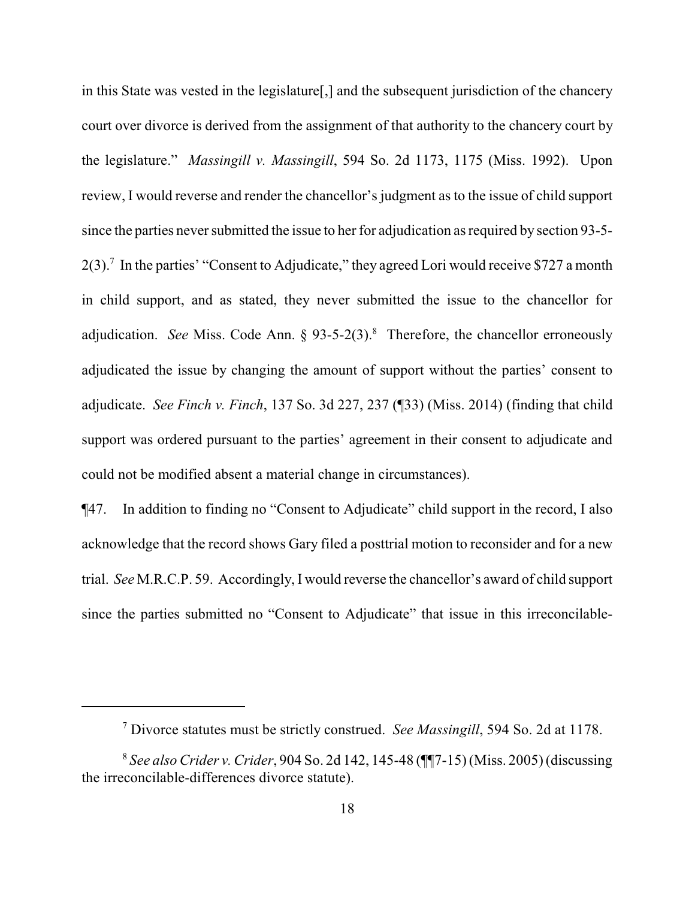in this State was vested in the legislature[,] and the subsequent jurisdiction of the chancery court over divorce is derived from the assignment of that authority to the chancery court by the legislature." *Massingill v. Massingill*, 594 So. 2d 1173, 1175 (Miss. 1992). Upon review, I would reverse and render the chancellor's judgment as to the issue of child support since the parties never submitted the issue to her for adjudication as required by section 93-5-2(3).[7] In the parties' "Consent to Adjudicate," they agreed Lori would receive $727 a month in child support, and as stated, they never submitted the issue to the chancellor for adjudication. *See* Miss. Code Ann. § 93-5-2(3).[8] Therefore, the chancellor erroneously adjudicated the issue by changing the amount of support without the parties' consent to adjudicate. *See Finch v. Finch*, 137 So. 3d 227, 237 (¶33) (Miss. 2014) (finding that child support was ordered pursuant to the parties' agreement in their consent to adjudicate and could not be modified absent a material change in circumstances).

¶47. In addition to finding no "Consent to Adjudicate" child support in the record, I also acknowledge that the record shows Gary filed a posttrial motion to reconsider and for a new trial. *See* M.R.C.P. 59. Accordingly, I would reverse the chancellor's award of child support since the parties submitted no "Consent to Adjudicate" that issue in this irreconcilable-

---

[7] Divorce statutes must be strictly construed. *See Massingill*, 594 So. 2d at 1178.

[8] *See also Crider v. Crider*, 904 So. 2d 142, 145-48 (¶¶7-15) (Miss. 2005) (discussing the irreconcilable-differences divorce statute).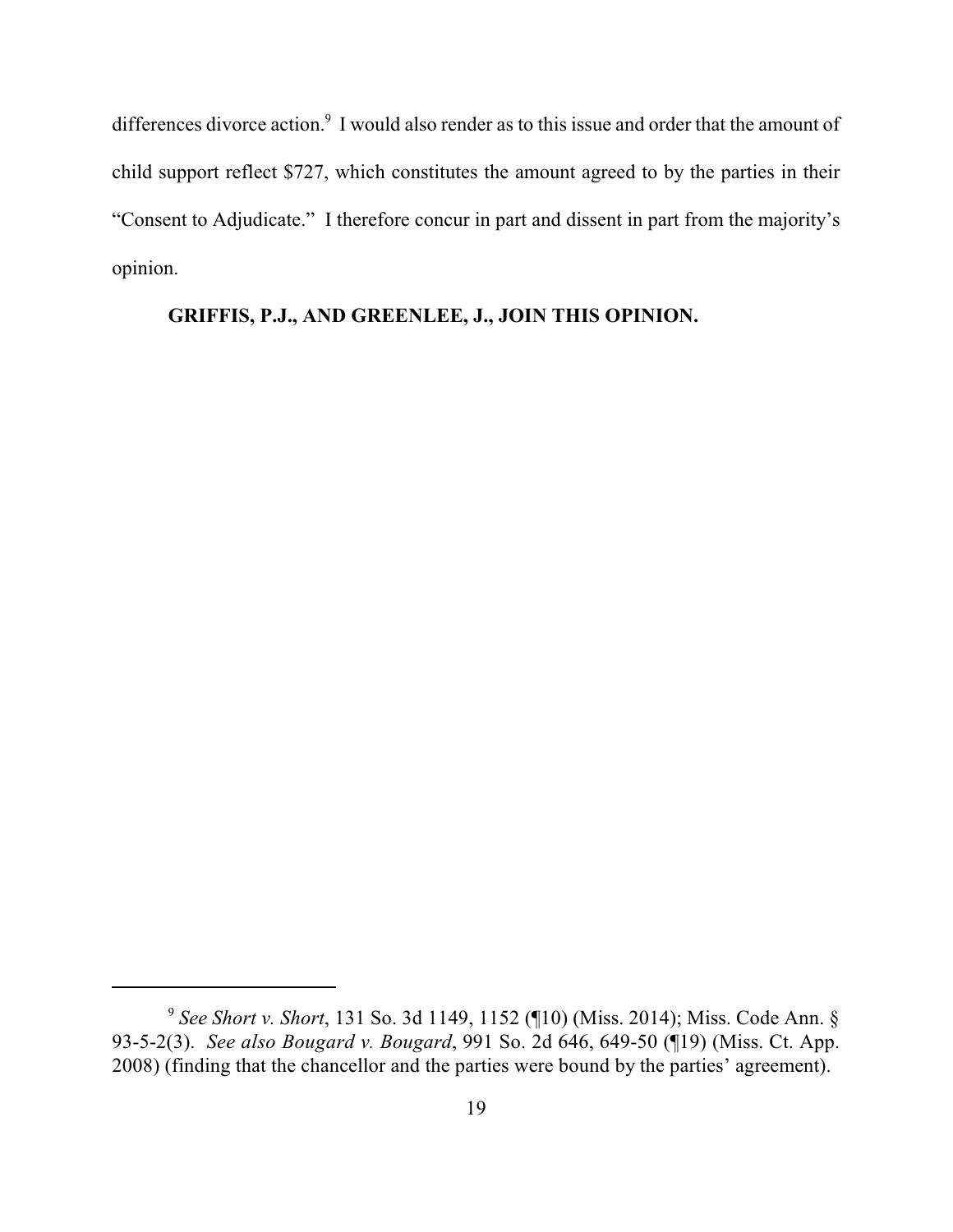differences divorce action.[9] I would also render as to this issue and order that the amount of child support reflect $727, which constitutes the amount agreed to by the parties in their "Consent to Adjudicate." I therefore concur in part and dissent in part from the majority's opinion.

**GRIFFIS, P.J., AND GREENLEE, J., JOIN THIS OPINION.**

---

[9] *See Short v. Short*, 131 So. 3d 1149, 1152 (¶10) (Miss. 2014); Miss. Code Ann. § 93-5-2(3). *See also Bougard v. Bougard*, 991 So. 2d 646, 649-50 (¶19) (Miss. Ct. App. 2008) (finding that the chancellor and the parties were bound by the parties' agreement).